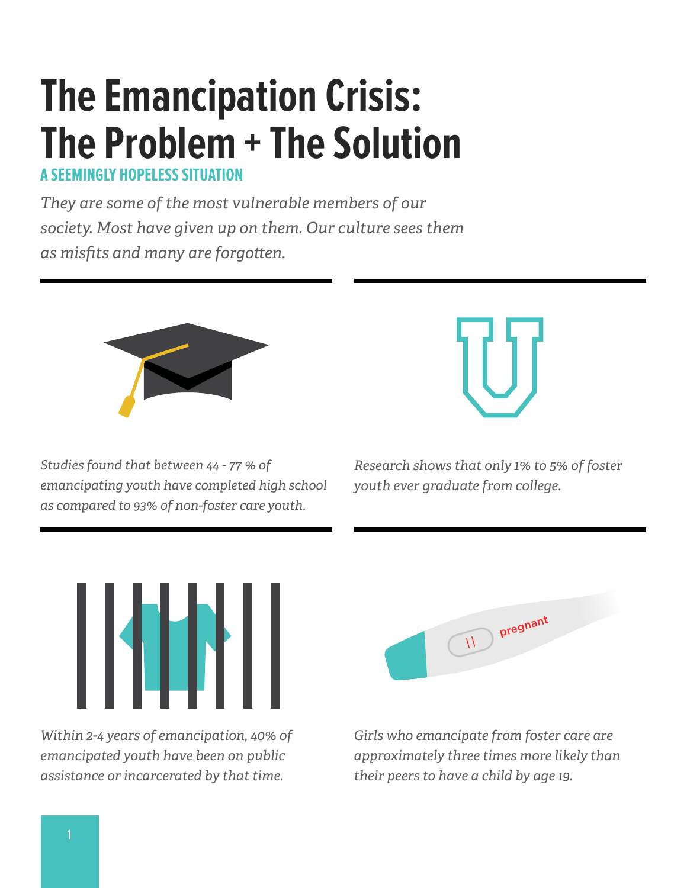# The Emancipation Crisis: The Problem + The Solution

## A SEEMINGLY HOPELESS SITUATION

*They are some of the most vulnerable members of our society. Most have given up on them. Our culture sees them as misfits and many are forgotten.*

*Studies found that between 44 - 77 % of emancipating youth have completed high school as compared to 93% of non-foster care youth.*

*Research shows that only 1% to 5% of foster youth ever graduate from college.*

*Within 2-4 years of emancipation, 40% of emancipated youth have been on public assistance or incarcerated by that time.*

*Girls who emancipate from foster care are approximately three times more likely than their peers to have a child by age 19.*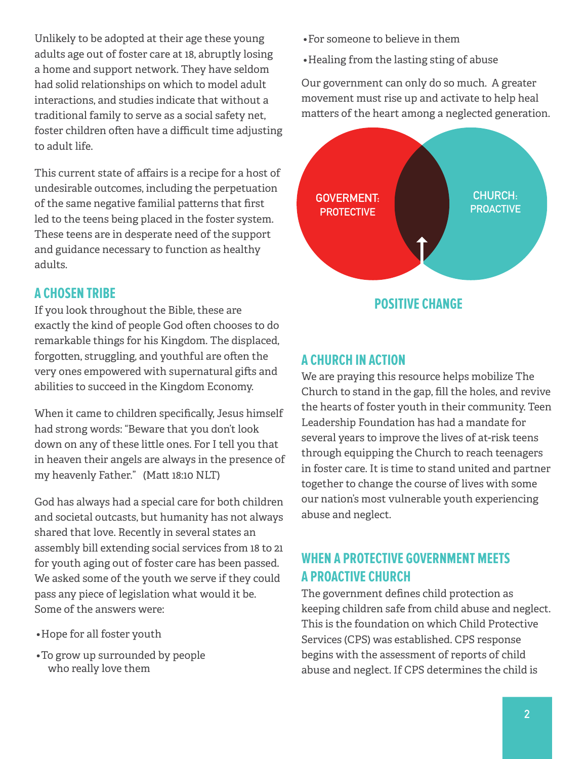Unlikely to be adopted at their age these young adults age out of foster care at 18, abruptly losing a home and support network. They have seldom had solid relationships on which to model adult interactions, and studies indicate that without a traditional family to serve as a social safety net, foster children often have a difficult time adjusting to adult life.

This current state of affairs is a recipe for a host of undesirable outcomes, including the perpetuation of the same negative familial patterns that first led to the teens being placed in the foster system. These teens are in desperate need of the support and guidance necessary to function as healthy adults.

## A CHOSEN TRIBE

If you look throughout the Bible, these are exactly the kind of people God often chooses to do remarkable things for his Kingdom. The displaced, forgotten, struggling, and youthful are often the very ones empowered with supernatural gifts and abilities to succeed in the Kingdom Economy.

When it came to children specifically, Jesus himself had strong words: "Beware that you don't look down on any of these little ones. For I tell you that in heaven their angels are always in the presence of my heavenly Father." (Matt 18:10 NLT)

God has always had a special care for both children and societal outcasts, but humanity has not always shared that love. Recently in several states an assembly bill extending social services from 18 to 21 for youth aging out of foster care has been passed. We asked some of the youth we serve if they could pass any piece of legislation what would it be. Some of the answers were:

- Hope for all foster youth
- To grow up surrounded by people who really love them
- For someone to believe in them
- Healing from the lasting sting of abuse

Our government can only do so much. A greater movement must rise up and activate to help heal matters of the heart among a neglected generation.

GOVERMENT: PROTECTIVE

CHURCH: PROACTIVE

POSITIVE CHANGE

## A CHURCH IN ACTION

We are praying this resource helps mobilize The Church to stand in the gap, fill the holes, and revive the hearts of foster youth in their community. Teen Leadership Foundation has had a mandate for several years to improve the lives of at-risk teens through equipping the Church to reach teenagers in foster care. It is time to stand united and partner together to change the course of lives with some our nation's most vulnerable youth experiencing abuse and neglect.

## WHEN A PROTECTIVE GOVERNMENT MEETS A PROACTIVE CHURCH

The government defines child protection as keeping children safe from child abuse and neglect. This is the foundation on which Child Protective Services (CPS) was established. CPS response begins with the assessment of reports of child abuse and neglect. If CPS determines the child is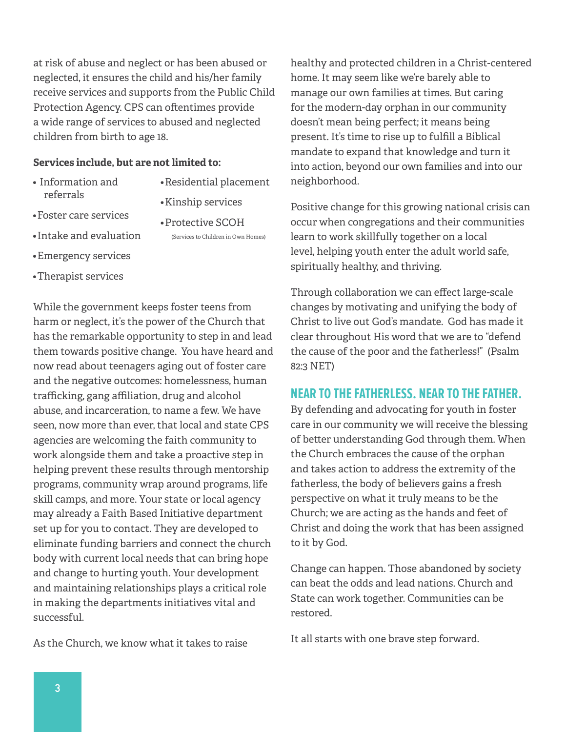at risk of abuse and neglect or has been abused or neglected, it ensures the child and his/her family receive services and supports from the Public Child Protection Agency. CPS can oftentimes provide a wide range of services to abused and neglected children from birth to age 18.

**Services include, but are not limited to:**

- Information and referrals
- Foster care services
- Intake and evaluation
- Emergency services
- Therapist services
- Residential placement
- Kinship services
- Protective SCOH (Services to Children in Own Homes)

While the government keeps foster teens from harm or neglect, it's the power of the Church that has the remarkable opportunity to step in and lead them towards positive change. You have heard and now read about teenagers aging out of foster care and the negative outcomes: homelessness, human trafficking, gang affiliation, drug and alcohol abuse, and incarceration, to name a few. We have seen, now more than ever, that local and state CPS agencies are welcoming the faith community to work alongside them and take a proactive step in helping prevent these results through mentorship programs, community wrap around programs, life skill camps, and more. Your state or local agency may already a Faith Based Initiative department set up for you to contact. They are developed to eliminate funding barriers and connect the church body with current local needs that can bring hope and change to hurting youth. Your development and maintaining relationships plays a critical role in making the departments initiatives vital and successful.

As the Church, we know what it takes to raise healthy and protected children in a Christ-centered home. It may seem like we're barely able to manage our own families at times. But caring for the modern-day orphan in our community doesn't mean being perfect; it means being present. It's time to rise up to fulfill a Biblical mandate to expand that knowledge and turn it into action, beyond our own families and into our neighborhood.

Positive change for this growing national crisis can occur when congregations and their communities learn to work skillfully together on a local level, helping youth enter the adult world safe, spiritually healthy, and thriving.

Through collaboration we can effect large-scale changes by motivating and unifying the body of Christ to live out God's mandate. God has made it clear throughout His word that we are to "defend the cause of the poor and the fatherless!" (Psalm 82:3 NET)

## NEAR TO THE FATHERLESS. NEAR TO THE FATHER.

By defending and advocating for youth in foster care in our community we will receive the blessing of better understanding God through them. When the Church embraces the cause of the orphan and takes action to address the extremity of the fatherless, the body of believers gains a fresh perspective on what it truly means to be the Church; we are acting as the hands and feet of Christ and doing the work that has been assigned to it by God.

Change can happen. Those abandoned by society can beat the odds and lead nations. Church and State can work together. Communities can be restored.

It all starts with one brave step forward.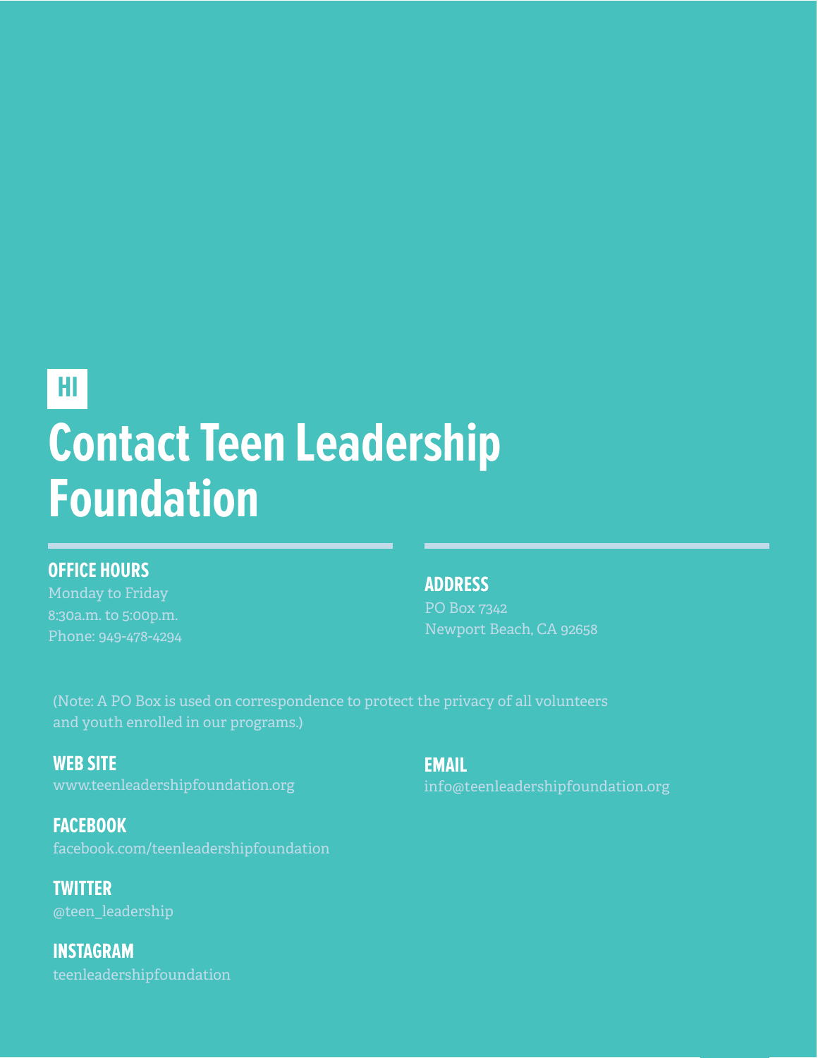HI

# Contact Teen Leadership Foundation

### OFFICE HOURS

Monday to Friday
8:30a.m. to 5:00p.m.
Phone: 949-478-4294

### ADDRESS

PO Box 7342
Newport Beach, CA 92658

(Note: A PO Box is used on correspondence to protect the privacy of all volunteers and youth enrolled in our programs.)

### WEB SITE

www.teenleadershipfoundation.org

### EMAIL

info@teenleadershipfoundation.org

### FACEBOOK

facebook.com/teenleadershipfoundation

### TWITTER

@teen_leadership

### INSTAGRAM

teenleadershipfoundation